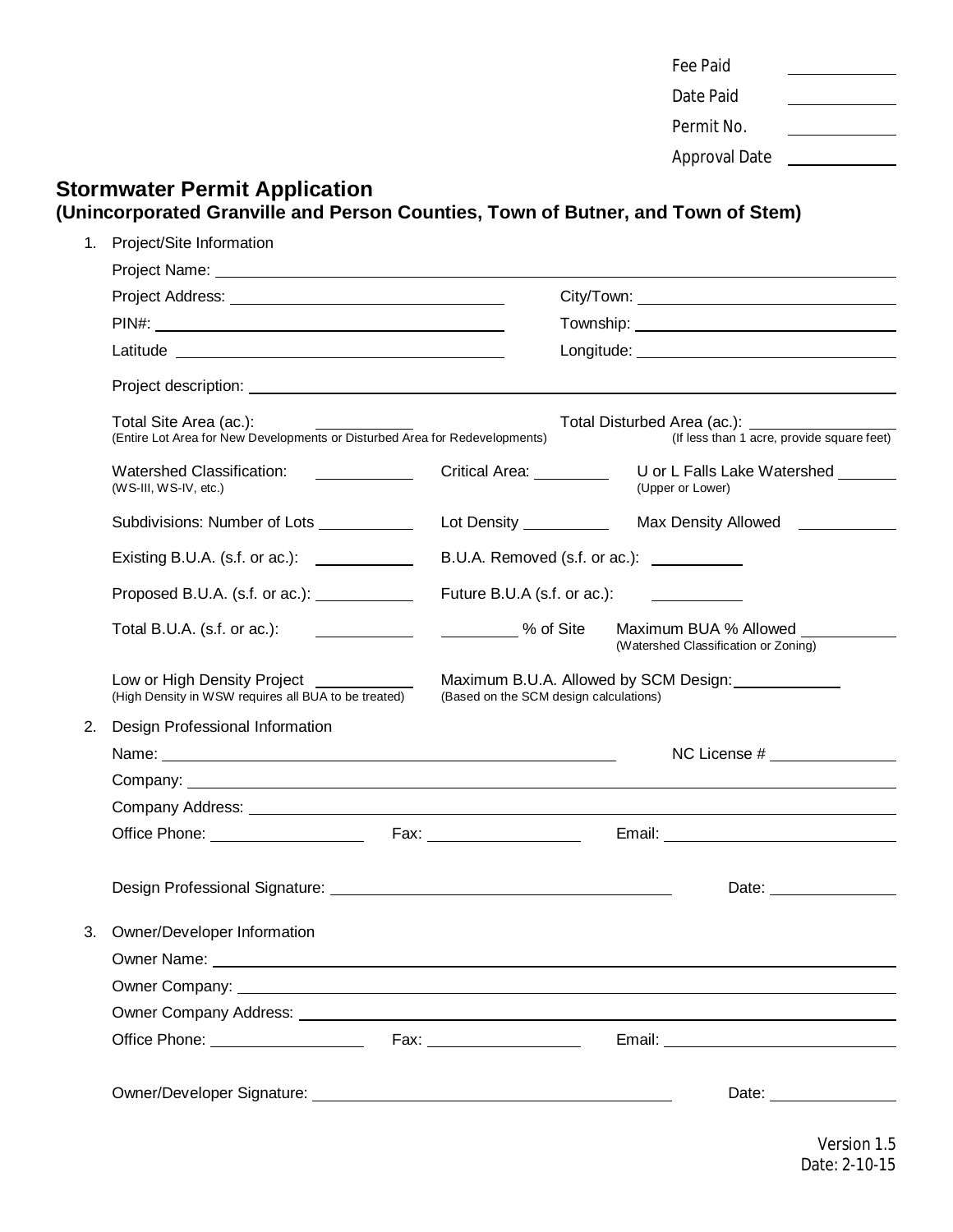Fee Paid \_\_\_\_\_\_\_\_\_\_
Date Paid \_\_\_\_\_\_\_\_\_\_
Permit No. \_\_\_\_\_\_\_\_\_\_
Approval Date \_\_\_\_\_\_\_\_\_\_

# Stormwater Permit Application
## (Unincorporated Granville and Person Counties, Town of Butner, and Town of Stem)

1. Project/Site Information

   Project Name: ______________________________

   Project Address: ______________________ City/Town: ______________________

   PIN#: ______________________ Township: ______________________

   Latitude ______________________ Longitude: ______________________

   Project description: ______________________________

   Total Site Area (ac.): __________ (Entire Lot Area for New Developments or Disturbed Area for Redevelopments)
   Total Disturbed Area (ac.): __________ (If less than 1 acre, provide square feet)

   Watershed Classification: __________ (WS-III, WS-IV, etc.)
   Critical Area: __________
   U or L Falls Lake Watershed __________ (Upper or Lower)

   Subdivisions: Number of Lots __________ Lot Density __________ Max Density Allowed __________

   Existing B.U.A. (s.f. or ac.): __________ B.U.A. Removed (s.f. or ac.): __________

   Proposed B.U.A. (s.f. or ac.): __________ Future B.U.A (s.f. or ac.): __________

   Total B.U.A. (s.f. or ac.): __________ __________ % of Site
   Maximum BUA % Allowed __________ (Watershed Classification or Zoning)

   Low or High Density Project __________ (High Density in WSW requires all BUA to be treated)
   Maximum B.U.A. Allowed by SCM Design: __________ (Based on the SCM design calculations)

2. Design Professional Information

   Name: ______________________ NC License # __________

   Company: ______________________________

   Company Address: ______________________________

   Office Phone: __________ Fax: __________ Email: ______________________

   Design Professional Signature: ______________________ Date: __________

3. Owner/Developer Information

   Owner Name: ______________________________

   Owner Company: ______________________________

   Owner Company Address: ______________________________

   Office Phone: __________ Fax: __________ Email: ______________________

   Owner/Developer Signature: ______________________ Date: __________

Version 1.5
Date: 2-10-15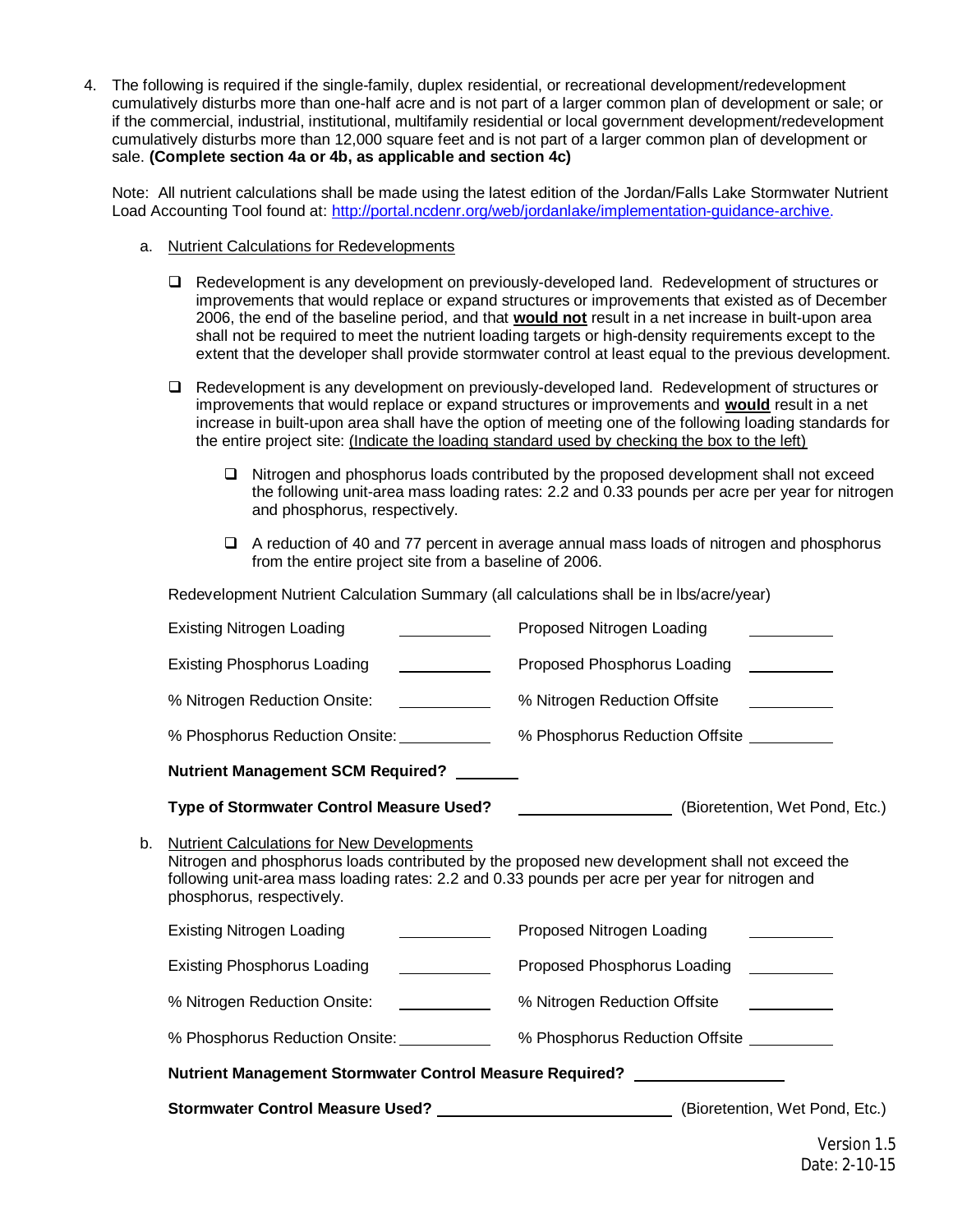4. The following is required if the single-family, duplex residential, or recreational development/redevelopment cumulatively disturbs more than one-half acre and is not part of a larger common plan of development or sale; or if the commercial, industrial, institutional, multifamily residential or local government development/redevelopment cumulatively disturbs more than 12,000 square feet and is not part of a larger common plan of development or sale. **(Complete section 4a or 4b, as applicable and section 4c)**

   Note: All nutrient calculations shall be made using the latest edition of the Jordan/Falls Lake Stormwater Nutrient Load Accounting Tool found at: [http://portal.ncdenr.org/web/jordanlake/implementation-guidance-archive](http://portal.ncdenr.org/web/jordanlake/implementation-guidance-archive).

   a. Nutrient Calculations for Redevelopments

      - ❑ Redevelopment is any development on previously-developed land. Redevelopment of structures or improvements that would replace or expand structures or improvements that existed as of December 2006, the end of the baseline period, and that **would not** result in a net increase in built-upon area shall not be required to meet the nutrient loading targets or high-density requirements except to the extent that the developer shall provide stormwater control at least equal to the previous development.

      - ❑ Redevelopment is any development on previously-developed land. Redevelopment of structures or improvements that would replace or expand structures or improvements and **would** result in a net increase in built-upon area shall have the option of meeting one of the following loading standards for the entire project site: (Indicate the loading standard used by checking the box to the left)

         - ❑ Nitrogen and phosphorus loads contributed by the proposed development shall not exceed the following unit-area mass loading rates: 2.2 and 0.33 pounds per acre per year for nitrogen and phosphorus, respectively.

         - ❑ A reduction of 40 and 77 percent in average annual mass loads of nitrogen and phosphorus from the entire project site from a baseline of 2006.

      Redevelopment Nutrient Calculation Summary (all calculations shall be in lbs/acre/year)

      | | | | |
      |---|---|---|---|
      | Existing Nitrogen Loading | ________ | Proposed Nitrogen Loading | ________ |
      | Existing Phosphorus Loading | ________ | Proposed Phosphorus Loading | ________ |
      | % Nitrogen Reduction Onsite: | ________ | % Nitrogen Reduction Offsite | ________ |
      | % Phosphorus Reduction Onsite: | ________ | % Phosphorus Reduction Offsite | ________ |

      **Nutrient Management SCM Required?** ________

      **Type of Stormwater Control Measure Used?** ______________ (Bioretention, Wet Pond, Etc.)

   b. Nutrient Calculations for New Developments
      Nitrogen and phosphorus loads contributed by the proposed new development shall not exceed the following unit-area mass loading rates: 2.2 and 0.33 pounds per acre per year for nitrogen and phosphorus, respectively.

      | | | | |
      |---|---|---|---|
      | Existing Nitrogen Loading | ________ | Proposed Nitrogen Loading | ________ |
      | Existing Phosphorus Loading | ________ | Proposed Phosphorus Loading | ________ |
      | % Nitrogen Reduction Onsite: | ________ | % Nitrogen Reduction Offsite | ________ |
      | % Phosphorus Reduction Onsite: | ________ | % Phosphorus Reduction Offsite | ________ |

      **Nutrient Management Stormwater Control Measure Required?** ______________

      **Stormwater Control Measure Used?** ______________________ (Bioretention, Wet Pond, Etc.)

Version 1.5
Date: 2-10-15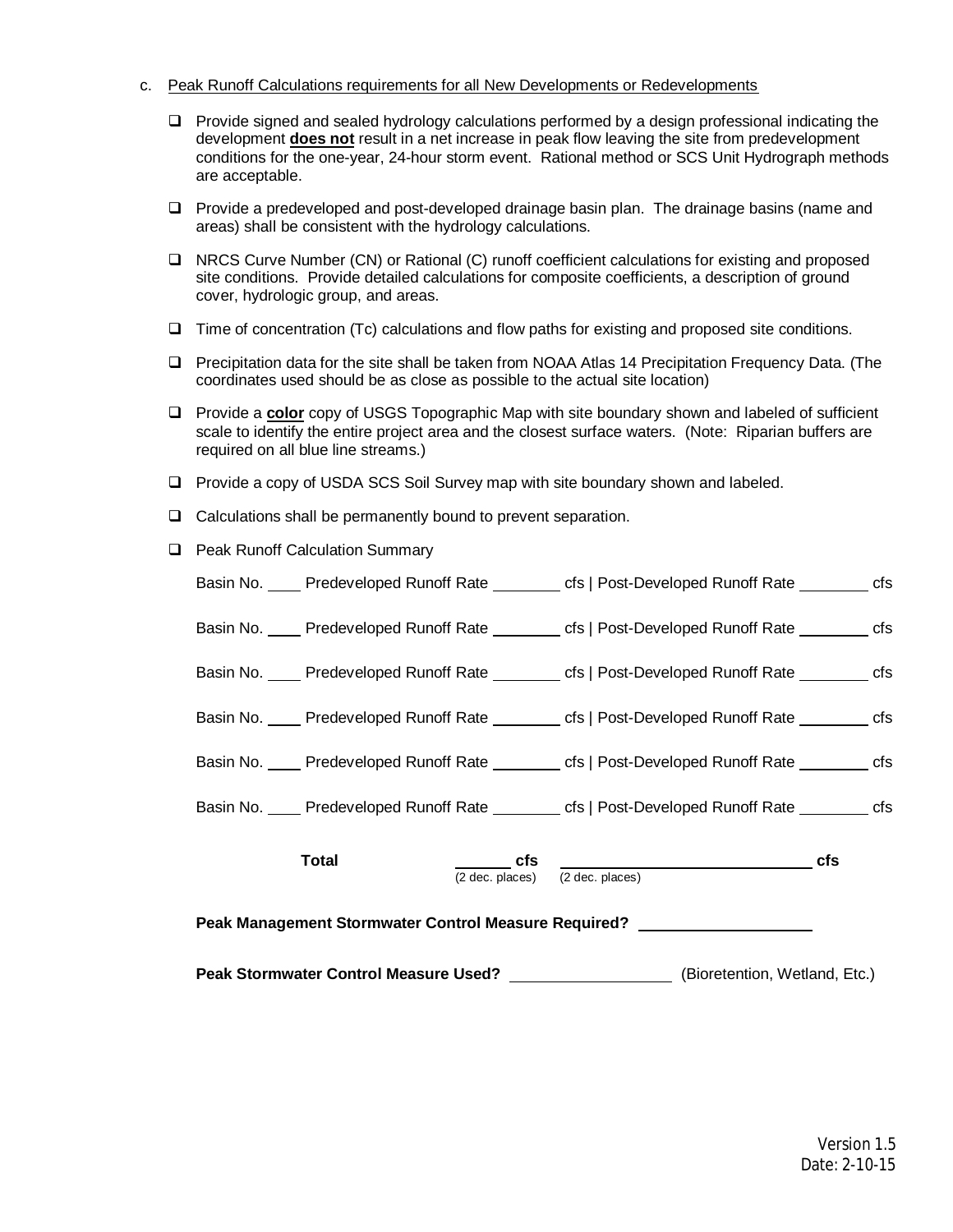c. Peak Runoff Calculations requirements for all New Developments or Redevelopments

- ☐ Provide signed and sealed hydrology calculations performed by a design professional indicating the development **does not** result in a net increase in peak flow leaving the site from predevelopment conditions for the one-year, 24-hour storm event. Rational method or SCS Unit Hydrograph methods are acceptable.
- ☐ Provide a predeveloped and post-developed drainage basin plan. The drainage basins (name and areas) shall be consistent with the hydrology calculations.
- ☐ NRCS Curve Number (CN) or Rational (C) runoff coefficient calculations for existing and proposed site conditions. Provide detailed calculations for composite coefficients, a description of ground cover, hydrologic group, and areas.
- ☐ Time of concentration (Tc) calculations and flow paths for existing and proposed site conditions.
- ☐ Precipitation data for the site shall be taken from NOAA Atlas 14 Precipitation Frequency Data. (The coordinates used should be as close as possible to the actual site location)
- ☐ Provide a **color** copy of USGS Topographic Map with site boundary shown and labeled of sufficient scale to identify the entire project area and the closest surface waters. (Note: Riparian buffers are required on all blue line streams.)
- ☐ Provide a copy of USDA SCS Soil Survey map with site boundary shown and labeled.
- ☐ Calculations shall be permanently bound to prevent separation.
- ☐ Peak Runoff Calculation Summary

  Basin No. ____ Predeveloped Runoff Rate ________ cfs | Post-Developed Runoff Rate ________ cfs

  Basin No. ____ Predeveloped Runoff Rate ________ cfs | Post-Developed Runoff Rate ________ cfs

  Basin No. ____ Predeveloped Runoff Rate ________ cfs | Post-Developed Runoff Rate ________ cfs

  Basin No. ____ Predeveloped Runoff Rate ________ cfs | Post-Developed Runoff Rate ________ cfs

  Basin No. ____ Predeveloped Runoff Rate ________ cfs | Post-Developed Runoff Rate ________ cfs

  Basin No. ____ Predeveloped Runoff Rate ________ cfs | Post-Developed Runoff Rate ________ cfs

  **Total** ________ **cfs** (2 dec. places) ____________________________ **cfs** (2 dec. places)

  **Peak Management Stormwater Control Measure Required?** ____________________

  **Peak Stormwater Control Measure Used?** ____________________ (Bioretention, Wetland, Etc.)

Version 1.5
Date: 2-10-15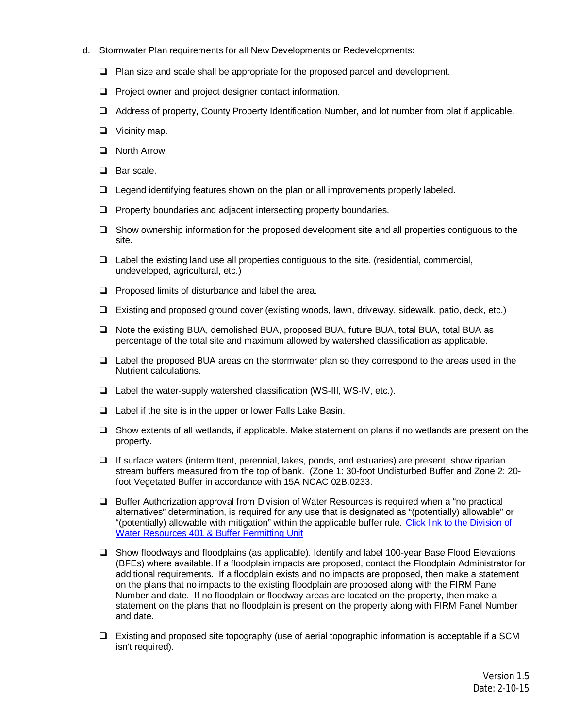d. Stormwater Plan requirements for all New Developments or Redevelopments:

- [ ] Plan size and scale shall be appropriate for the proposed parcel and development.
- [ ] Project owner and project designer contact information.
- [ ] Address of property, County Property Identification Number, and lot number from plat if applicable.
- [ ] Vicinity map.
- [ ] North Arrow.
- [ ] Bar scale.
- [ ] Legend identifying features shown on the plan or all improvements properly labeled.
- [ ] Property boundaries and adjacent intersecting property boundaries.
- [ ] Show ownership information for the proposed development site and all properties contiguous to the site.
- [ ] Label the existing land use all properties contiguous to the site. (residential, commercial, undeveloped, agricultural, etc.)
- [ ] Proposed limits of disturbance and label the area.
- [ ] Existing and proposed ground cover (existing woods, lawn, driveway, sidewalk, patio, deck, etc.)
- [ ] Note the existing BUA, demolished BUA, proposed BUA, future BUA, total BUA, total BUA as percentage of the total site and maximum allowed by watershed classification as applicable.
- [ ] Label the proposed BUA areas on the stormwater plan so they correspond to the areas used in the Nutrient calculations.
- [ ] Label the water-supply watershed classification (WS-III, WS-IV, etc.).
- [ ] Label if the site is in the upper or lower Falls Lake Basin.
- [ ] Show extents of all wetlands, if applicable. Make statement on plans if no wetlands are present on the property.
- [ ] If surface waters (intermittent, perennial, lakes, ponds, and estuaries) are present, show riparian stream buffers measured from the top of bank. (Zone 1: 30-foot Undisturbed Buffer and Zone 2: 20-foot Vegetated Buffer in accordance with 15A NCAC 02B.0233.
- [ ] Buffer Authorization approval from Division of Water Resources is required when a "no practical alternatives" determination, is required for any use that is designated as "(potentially) allowable" or "(potentially) allowable with mitigation" within the applicable buffer rule. Click link to the Division of Water Resources 401 & Buffer Permitting Unit
- [ ] Show floodways and floodplains (as applicable). Identify and label 100-year Base Flood Elevations (BFEs) where available. If a floodplain impacts are proposed, contact the Floodplain Administrator for additional requirements. If a floodplain exists and no impacts are proposed, then make a statement on the plans that no impacts to the existing floodplain are proposed along with the FIRM Panel Number and date. If no floodplain or floodway areas are located on the property, then make a statement on the plans that no floodplain is present on the property along with FIRM Panel Number and date.
- [ ] Existing and proposed site topography (use of aerial topographic information is acceptable if a SCM isn't required).

Version 1.5
Date: 2-10-15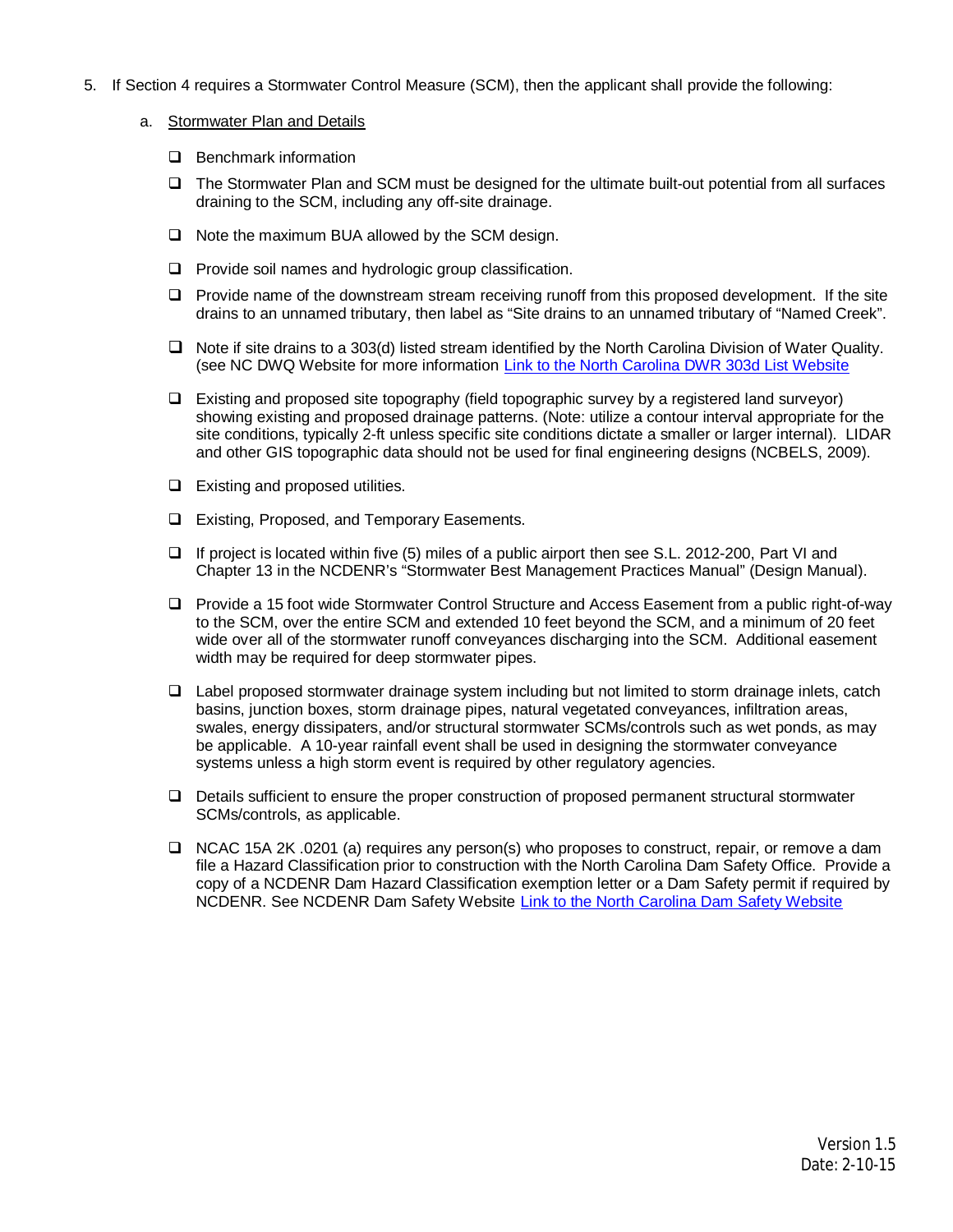5. If Section 4 requires a Stormwater Control Measure (SCM), then the applicant shall provide the following:

   a. Stormwater Plan and Details

      - ❑ Benchmark information
      - ❑ The Stormwater Plan and SCM must be designed for the ultimate built-out potential from all surfaces draining to the SCM, including any off-site drainage.
      - ❑ Note the maximum BUA allowed by the SCM design.
      - ❑ Provide soil names and hydrologic group classification.
      - ❑ Provide name of the downstream stream receiving runoff from this proposed development. If the site drains to an unnamed tributary, then label as "Site drains to an unnamed tributary of "Named Creek".
      - ❑ Note if site drains to a 303(d) listed stream identified by the North Carolina Division of Water Quality. (see NC DWQ Website for more information Link to the North Carolina DWR 303d List Website
      - ❑ Existing and proposed site topography (field topographic survey by a registered land surveyor) showing existing and proposed drainage patterns. (Note: utilize a contour interval appropriate for the site conditions, typically 2-ft unless specific site conditions dictate a smaller or larger internal). LIDAR and other GIS topographic data should not be used for final engineering designs (NCBELS, 2009).
      - ❑ Existing and proposed utilities.
      - ❑ Existing, Proposed, and Temporary Easements.
      - ❑ If project is located within five (5) miles of a public airport then see S.L. 2012-200, Part VI and Chapter 13 in the NCDENR's "Stormwater Best Management Practices Manual" (Design Manual).
      - ❑ Provide a 15 foot wide Stormwater Control Structure and Access Easement from a public right-of-way to the SCM, over the entire SCM and extended 10 feet beyond the SCM, and a minimum of 20 feet wide over all of the stormwater runoff conveyances discharging into the SCM. Additional easement width may be required for deep stormwater pipes.
      - ❑ Label proposed stormwater drainage system including but not limited to storm drainage inlets, catch basins, junction boxes, storm drainage pipes, natural vegetated conveyances, infiltration areas, swales, energy dissipaters, and/or structural stormwater SCMs/controls such as wet ponds, as may be applicable. A 10-year rainfall event shall be used in designing the stormwater conveyance systems unless a high storm event is required by other regulatory agencies.
      - ❑ Details sufficient to ensure the proper construction of proposed permanent structural stormwater SCMs/controls, as applicable.
      - ❑ NCAC 15A 2K .0201 (a) requires any person(s) who proposes to construct, repair, or remove a dam file a Hazard Classification prior to construction with the North Carolina Dam Safety Office. Provide a copy of a NCDENR Dam Hazard Classification exemption letter or a Dam Safety permit if required by NCDENR. See NCDENR Dam Safety Website Link to the North Carolina Dam Safety Website

Version 1.5
Date: 2-10-15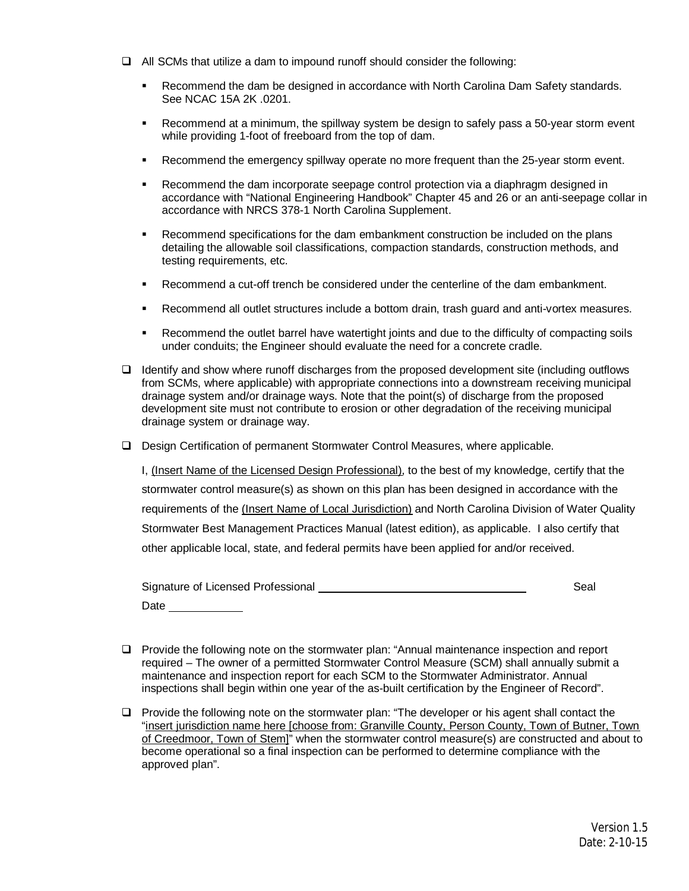- [ ] All SCMs that utilize a dam to impound runoff should consider the following:

  - Recommend the dam be designed in accordance with North Carolina Dam Safety standards. See NCAC 15A 2K .0201.
  - Recommend at a minimum, the spillway system be design to safely pass a 50-year storm event while providing 1-foot of freeboard from the top of dam.
  - Recommend the emergency spillway operate no more frequent than the 25-year storm event.
  - Recommend the dam incorporate seepage control protection via a diaphragm designed in accordance with "National Engineering Handbook" Chapter 45 and 26 or an anti-seepage collar in accordance with NRCS 378-1 North Carolina Supplement.
  - Recommend specifications for the dam embankment construction be included on the plans detailing the allowable soil classifications, compaction standards, construction methods, and testing requirements, etc.
  - Recommend a cut-off trench be considered under the centerline of the dam embankment.
  - Recommend all outlet structures include a bottom drain, trash guard and anti-vortex measures.
  - Recommend the outlet barrel have watertight joints and due to the difficulty of compacting soils under conduits; the Engineer should evaluate the need for a concrete cradle.

- [ ] Identify and show where runoff discharges from the proposed development site (including outflows from SCMs, where applicable) with appropriate connections into a downstream receiving municipal drainage system and/or drainage ways. Note that the point(s) of discharge from the proposed development site must not contribute to erosion or other degradation of the receiving municipal drainage system or drainage way.

- [ ] Design Certification of permanent Stormwater Control Measures, where applicable.

  I, <u>(Insert Name of the Licensed Design Professional)</u>, to the best of my knowledge, certify that the stormwater control measure(s) as shown on this plan has been designed in accordance with the requirements of the <u>(Insert Name of Local Jurisdiction)</u> and North Carolina Division of Water Quality Stormwater Best Management Practices Manual (latest edition), as applicable. I also certify that other applicable local, state, and federal permits have been applied for and/or received.

  Signature of Licensed Professional ______________________________ Seal

  Date ___________

- [ ] Provide the following note on the stormwater plan: "Annual maintenance inspection and report required – The owner of a permitted Stormwater Control Measure (SCM) shall annually submit a maintenance and inspection report for each SCM to the Stormwater Administrator. Annual inspections shall begin within one year of the as-built certification by the Engineer of Record".

- [ ] Provide the following note on the stormwater plan: "The developer or his agent shall contact the "<u>insert jurisdiction name here [choose from: Granville County, Person County, Town of Butner, Town of Creedmoor, Town of Stem]</u>" when the stormwater control measure(s) are constructed and about to become operational so a final inspection can be performed to determine compliance with the approved plan".

Version 1.5
Date: 2-10-15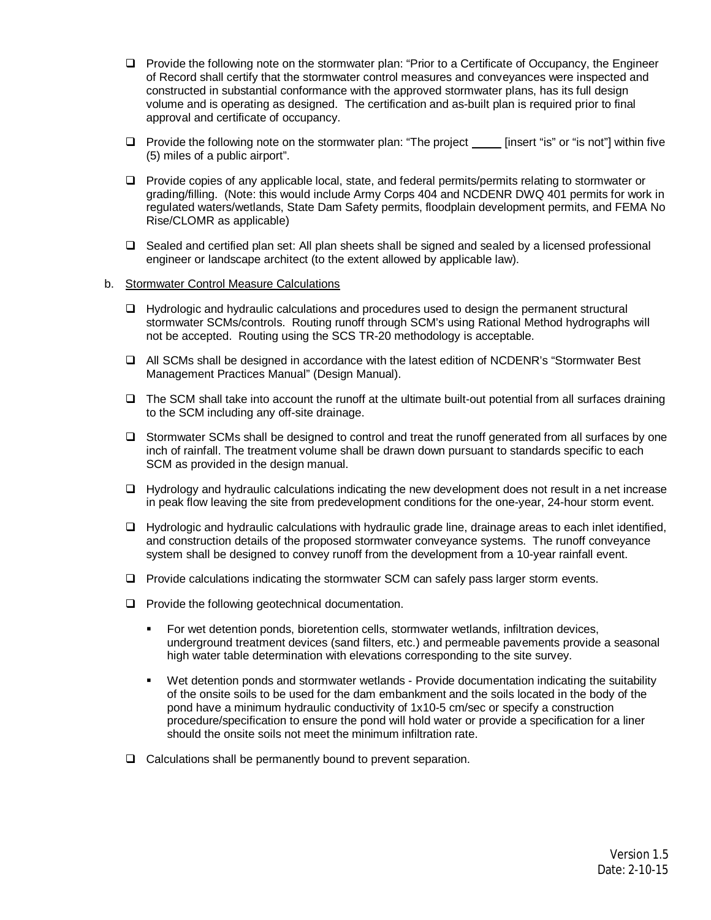- ☐ Provide the following note on the stormwater plan: "Prior to a Certificate of Occupancy, the Engineer of Record shall certify that the stormwater control measures and conveyances were inspected and constructed in substantial conformance with the approved stormwater plans, has its full design volume and is operating as designed. The certification and as-built plan is required prior to final approval and certificate of occupancy.

- ☐ Provide the following note on the stormwater plan: "The project _____ [insert "is" or "is not"] within five (5) miles of a public airport".

- ☐ Provide copies of any applicable local, state, and federal permits/permits relating to stormwater or grading/filling. (Note: this would include Army Corps 404 and NCDENR DWQ 401 permits for work in regulated waters/wetlands, State Dam Safety permits, floodplain development permits, and FEMA No Rise/CLOMR as applicable)

- ☐ Sealed and certified plan set: All plan sheets shall be signed and sealed by a licensed professional engineer or landscape architect (to the extent allowed by applicable law).

b. <u>Stormwater Control Measure Calculations</u>

- ☐ Hydrologic and hydraulic calculations and procedures used to design the permanent structural stormwater SCMs/controls. Routing runoff through SCM's using Rational Method hydrographs will not be accepted. Routing using the SCS TR-20 methodology is acceptable.

- ☐ All SCMs shall be designed in accordance with the latest edition of NCDENR's "Stormwater Best Management Practices Manual" (Design Manual).

- ☐ The SCM shall take into account the runoff at the ultimate built-out potential from all surfaces draining to the SCM including any off-site drainage.

- ☐ Stormwater SCMs shall be designed to control and treat the runoff generated from all surfaces by one inch of rainfall. The treatment volume shall be drawn down pursuant to standards specific to each SCM as provided in the design manual.

- ☐ Hydrology and hydraulic calculations indicating the new development does not result in a net increase in peak flow leaving the site from predevelopment conditions for the one-year, 24-hour storm event.

- ☐ Hydrologic and hydraulic calculations with hydraulic grade line, drainage areas to each inlet identified, and construction details of the proposed stormwater conveyance systems. The runoff conveyance system shall be designed to convey runoff from the development from a 10-year rainfall event.

- ☐ Provide calculations indicating the stormwater SCM can safely pass larger storm events.

- ☐ Provide the following geotechnical documentation.

  - For wet detention ponds, bioretention cells, stormwater wetlands, infiltration devices, underground treatment devices (sand filters, etc.) and permeable pavements provide a seasonal high water table determination with elevations corresponding to the site survey.

  - Wet detention ponds and stormwater wetlands - Provide documentation indicating the suitability of the onsite soils to be used for the dam embankment and the soils located in the body of the pond have a minimum hydraulic conductivity of 1x10-5 cm/sec or specify a construction procedure/specification to ensure the pond will hold water or provide a specification for a liner should the onsite soils not meet the minimum infiltration rate.

- ☐ Calculations shall be permanently bound to prevent separation.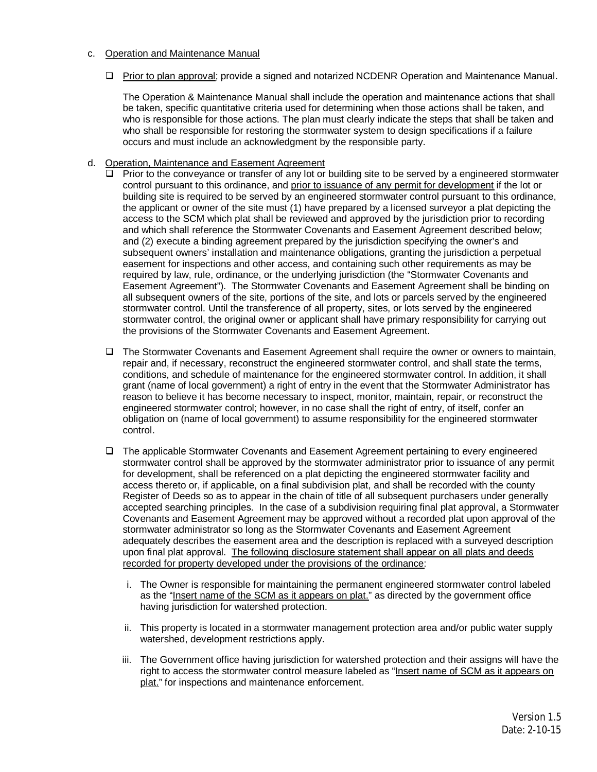c. Operation and Maintenance Manual

- ☐ Prior to plan approval; provide a signed and notarized NCDENR Operation and Maintenance Manual.

  The Operation & Maintenance Manual shall include the operation and maintenance actions that shall be taken, specific quantitative criteria used for determining when those actions shall be taken, and who is responsible for those actions. The plan must clearly indicate the steps that shall be taken and who shall be responsible for restoring the stormwater system to design specifications if a failure occurs and must include an acknowledgment by the responsible party.

d. Operation, Maintenance and Easement Agreement

- ☐ Prior to the conveyance or transfer of any lot or building site to be served by a engineered stormwater control pursuant to this ordinance, and prior to issuance of any permit for development if the lot or building site is required to be served by an engineered stormwater control pursuant to this ordinance, the applicant or owner of the site must (1) have prepared by a licensed surveyor a plat depicting the access to the SCM which plat shall be reviewed and approved by the jurisdiction prior to recording and which shall reference the Stormwater Covenants and Easement Agreement described below; and (2) execute a binding agreement prepared by the jurisdiction specifying the owner's and subsequent owners' installation and maintenance obligations, granting the jurisdiction a perpetual easement for inspections and other access, and containing such other requirements as may be required by law, rule, ordinance, or the underlying jurisdiction (the "Stormwater Covenants and Easement Agreement"). The Stormwater Covenants and Easement Agreement shall be binding on all subsequent owners of the site, portions of the site, and lots or parcels served by the engineered stormwater control. Until the transference of all property, sites, or lots served by the engineered stormwater control, the original owner or applicant shall have primary responsibility for carrying out the provisions of the Stormwater Covenants and Easement Agreement.

- ☐ The Stormwater Covenants and Easement Agreement shall require the owner or owners to maintain, repair and, if necessary, reconstruct the engineered stormwater control, and shall state the terms, conditions, and schedule of maintenance for the engineered stormwater control. In addition, it shall grant (name of local government) a right of entry in the event that the Stormwater Administrator has reason to believe it has become necessary to inspect, monitor, maintain, repair, or reconstruct the engineered stormwater control; however, in no case shall the right of entry, of itself, confer an obligation on (name of local government) to assume responsibility for the engineered stormwater control.

- ☐ The applicable Stormwater Covenants and Easement Agreement pertaining to every engineered stormwater control shall be approved by the stormwater administrator prior to issuance of any permit for development, shall be referenced on a plat depicting the engineered stormwater facility and access thereto or, if applicable, on a final subdivision plat, and shall be recorded with the county Register of Deeds so as to appear in the chain of title of all subsequent purchasers under generally accepted searching principles. In the case of a subdivision requiring final plat approval, a Stormwater Covenants and Easement Agreement may be approved without a recorded plat upon approval of the stormwater administrator so long as the Stormwater Covenants and Easement Agreement adequately describes the easement area and the description is replaced with a surveyed description upon final plat approval. The following disclosure statement shall appear on all plats and deeds recorded for property developed under the provisions of the ordinance:

  i. The Owner is responsible for maintaining the permanent engineered stormwater control labeled as the "Insert name of the SCM as it appears on plat." as directed by the government office having jurisdiction for watershed protection.

  ii. This property is located in a stormwater management protection area and/or public water supply watershed, development restrictions apply.

  iii. The Government office having jurisdiction for watershed protection and their assigns will have the right to access the stormwater control measure labeled as "Insert name of SCM as it appears on plat." for inspections and maintenance enforcement.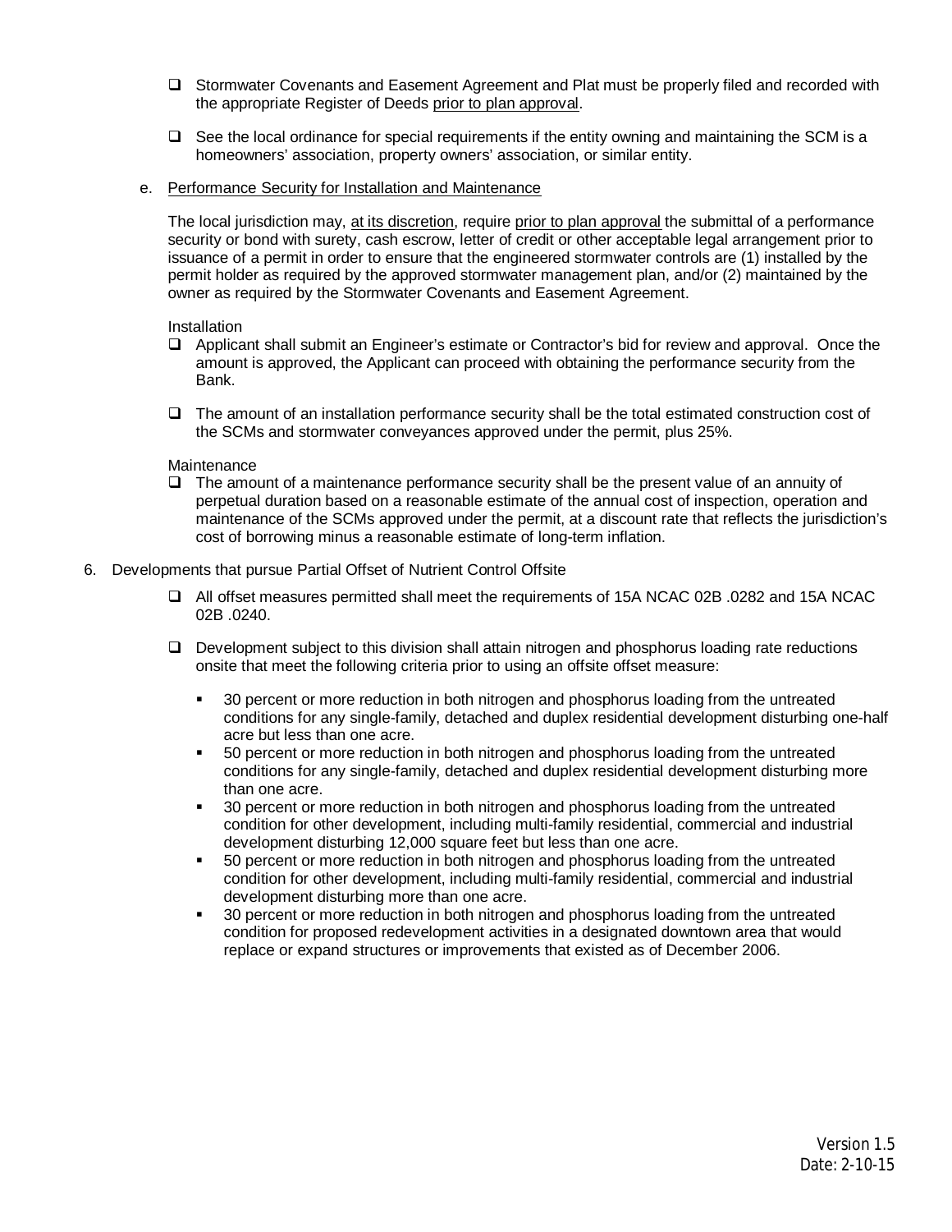- ❑ Stormwater Covenants and Easement Agreement and Plat must be properly filed and recorded with the appropriate Register of Deeds prior to plan approval.

- ❑ See the local ordinance for special requirements if the entity owning and maintaining the SCM is a homeowners' association, property owners' association, or similar entity.

e. Performance Security for Installation and Maintenance

The local jurisdiction may, at its discretion, require prior to plan approval the submittal of a performance security or bond with surety, cash escrow, letter of credit or other acceptable legal arrangement prior to issuance of a permit in order to ensure that the engineered stormwater controls are (1) installed by the permit holder as required by the approved stormwater management plan, and/or (2) maintained by the owner as required by the Stormwater Covenants and Easement Agreement.

Installation

- ❑ Applicant shall submit an Engineer's estimate or Contractor's bid for review and approval. Once the amount is approved, the Applicant can proceed with obtaining the performance security from the Bank.

- ❑ The amount of an installation performance security shall be the total estimated construction cost of the SCMs and stormwater conveyances approved under the permit, plus 25%.

Maintenance

- ❑ The amount of a maintenance performance security shall be the present value of an annuity of perpetual duration based on a reasonable estimate of the annual cost of inspection, operation and maintenance of the SCMs approved under the permit, at a discount rate that reflects the jurisdiction's cost of borrowing minus a reasonable estimate of long-term inflation.

6. Developments that pursue Partial Offset of Nutrient Control Offsite

- ❑ All offset measures permitted shall meet the requirements of 15A NCAC 02B .0282 and 15A NCAC 02B .0240.

- ❑ Development subject to this division shall attain nitrogen and phosphorus loading rate reductions onsite that meet the following criteria prior to using an offsite offset measure:

  - 30 percent or more reduction in both nitrogen and phosphorus loading from the untreated conditions for any single-family, detached and duplex residential development disturbing one-half acre but less than one acre.
  - 50 percent or more reduction in both nitrogen and phosphorus loading from the untreated conditions for any single-family, detached and duplex residential development disturbing more than one acre.
  - 30 percent or more reduction in both nitrogen and phosphorus loading from the untreated condition for other development, including multi-family residential, commercial and industrial development disturbing 12,000 square feet but less than one acre.
  - 50 percent or more reduction in both nitrogen and phosphorus loading from the untreated condition for other development, including multi-family residential, commercial and industrial development disturbing more than one acre.
  - 30 percent or more reduction in both nitrogen and phosphorus loading from the untreated condition for proposed redevelopment activities in a designated downtown area that would replace or expand structures or improvements that existed as of December 2006.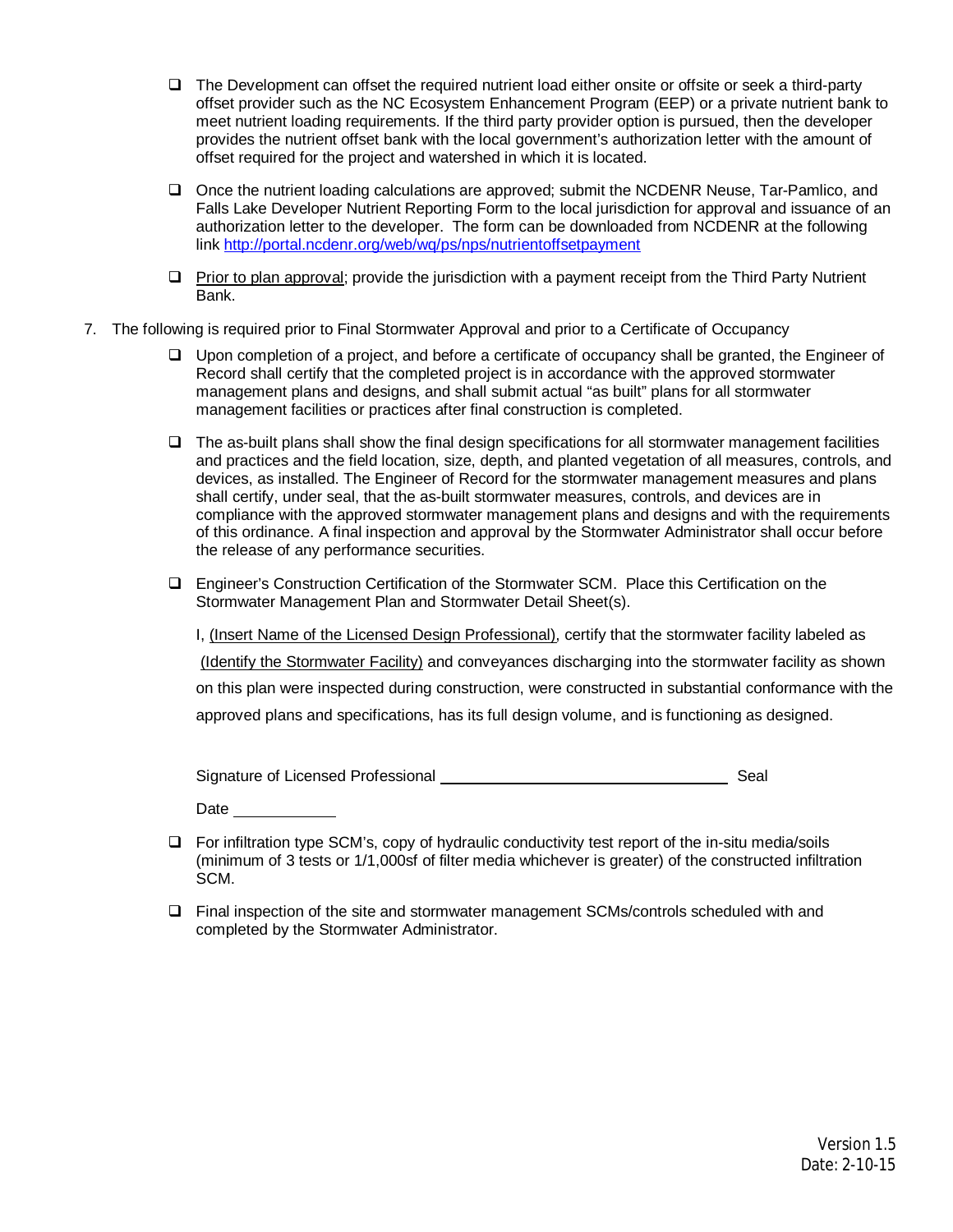- ☐ The Development can offset the required nutrient load either onsite or offsite or seek a third-party offset provider such as the NC Ecosystem Enhancement Program (EEP) or a private nutrient bank to meet nutrient loading requirements. If the third party provider option is pursued, then the developer provides the nutrient offset bank with the local government's authorization letter with the amount of offset required for the project and watershed in which it is located.

- ☐ Once the nutrient loading calculations are approved; submit the NCDENR Neuse, Tar-Pamlico, and Falls Lake Developer Nutrient Reporting Form to the local jurisdiction for approval and issuance of an authorization letter to the developer. The form can be downloaded from NCDENR at the following link [http://portal.ncdenr.org/web/wq/ps/nps/nutrientoffsetpayment](http://portal.ncdenr.org/web/wq/ps/nps/nutrientoffsetpayment)

- ☐ <u>Prior to plan approval</u>; provide the jurisdiction with a payment receipt from the Third Party Nutrient Bank.

7. The following is required prior to Final Stormwater Approval and prior to a Certificate of Occupancy

   - ☐ Upon completion of a project, and before a certificate of occupancy shall be granted, the Engineer of Record shall certify that the completed project is in accordance with the approved stormwater management plans and designs, and shall submit actual "as built" plans for all stormwater management facilities or practices after final construction is completed.

   - ☐ The as-built plans shall show the final design specifications for all stormwater management facilities and practices and the field location, size, depth, and planted vegetation of all measures, controls, and devices, as installed. The Engineer of Record for the stormwater management measures and plans shall certify, under seal, that the as-built stormwater measures, controls, and devices are in compliance with the approved stormwater management plans and designs and with the requirements of this ordinance. A final inspection and approval by the Stormwater Administrator shall occur before the release of any performance securities.

   - ☐ Engineer's Construction Certification of the Stormwater SCM. Place this Certification on the Stormwater Management Plan and Stormwater Detail Sheet(s).

     I, <u>(Insert Name of the Licensed Design Professional)</u>, certify that the stormwater facility labeled as <u>(Identify the Stormwater Facility)</u> and conveyances discharging into the stormwater facility as shown on this plan were inspected during construction, were constructed in substantial conformance with the approved plans and specifications, has its full design volume, and is functioning as designed.

     Signature of Licensed Professional ________________________________ Seal

     Date ____________

   - ☐ For infiltration type SCM's, copy of hydraulic conductivity test report of the in-situ media/soils (minimum of 3 tests or 1/1,000sf of filter media whichever is greater) of the constructed infiltration SCM.

   - ☐ Final inspection of the site and stormwater management SCMs/controls scheduled with and completed by the Stormwater Administrator.

Version 1.5
Date: 2-10-15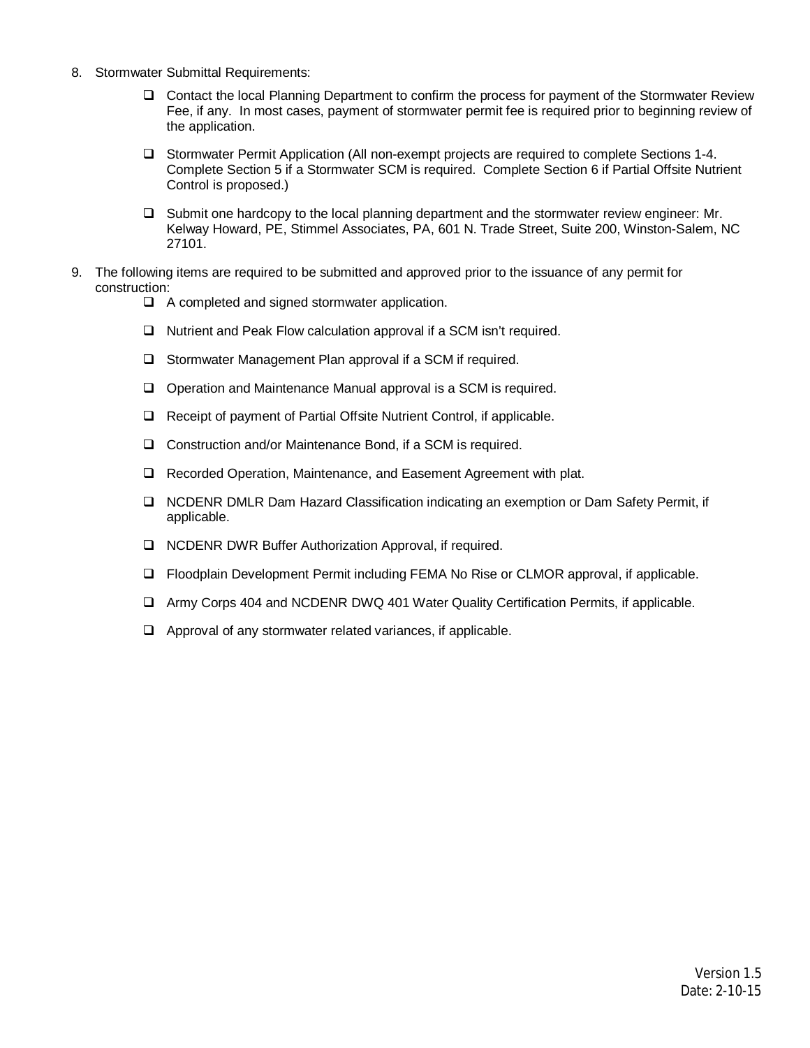8. Stormwater Submittal Requirements:

   - ☐ Contact the local Planning Department to confirm the process for payment of the Stormwater Review Fee, if any. In most cases, payment of stormwater permit fee is required prior to beginning review of the application.

   - ☐ Stormwater Permit Application (All non-exempt projects are required to complete Sections 1-4. Complete Section 5 if a Stormwater SCM is required. Complete Section 6 if Partial Offsite Nutrient Control is proposed.)

   - ☐ Submit one hardcopy to the local planning department and the stormwater review engineer: Mr. Kelway Howard, PE, Stimmel Associates, PA, 601 N. Trade Street, Suite 200, Winston-Salem, NC 27101.

9. The following items are required to be submitted and approved prior to the issuance of any permit for construction:

   - ☐ A completed and signed stormwater application.

   - ☐ Nutrient and Peak Flow calculation approval if a SCM isn't required.

   - ☐ Stormwater Management Plan approval if a SCM if required.

   - ☐ Operation and Maintenance Manual approval is a SCM is required.

   - ☐ Receipt of payment of Partial Offsite Nutrient Control, if applicable.

   - ☐ Construction and/or Maintenance Bond, if a SCM is required.

   - ☐ Recorded Operation, Maintenance, and Easement Agreement with plat.

   - ☐ NCDENR DMLR Dam Hazard Classification indicating an exemption or Dam Safety Permit, if applicable.

   - ☐ NCDENR DWR Buffer Authorization Approval, if required.

   - ☐ Floodplain Development Permit including FEMA No Rise or CLMOR approval, if applicable.

   - ☐ Army Corps 404 and NCDENR DWQ 401 Water Quality Certification Permits, if applicable.

   - ☐ Approval of any stormwater related variances, if applicable.

Version 1.5
Date: 2-10-15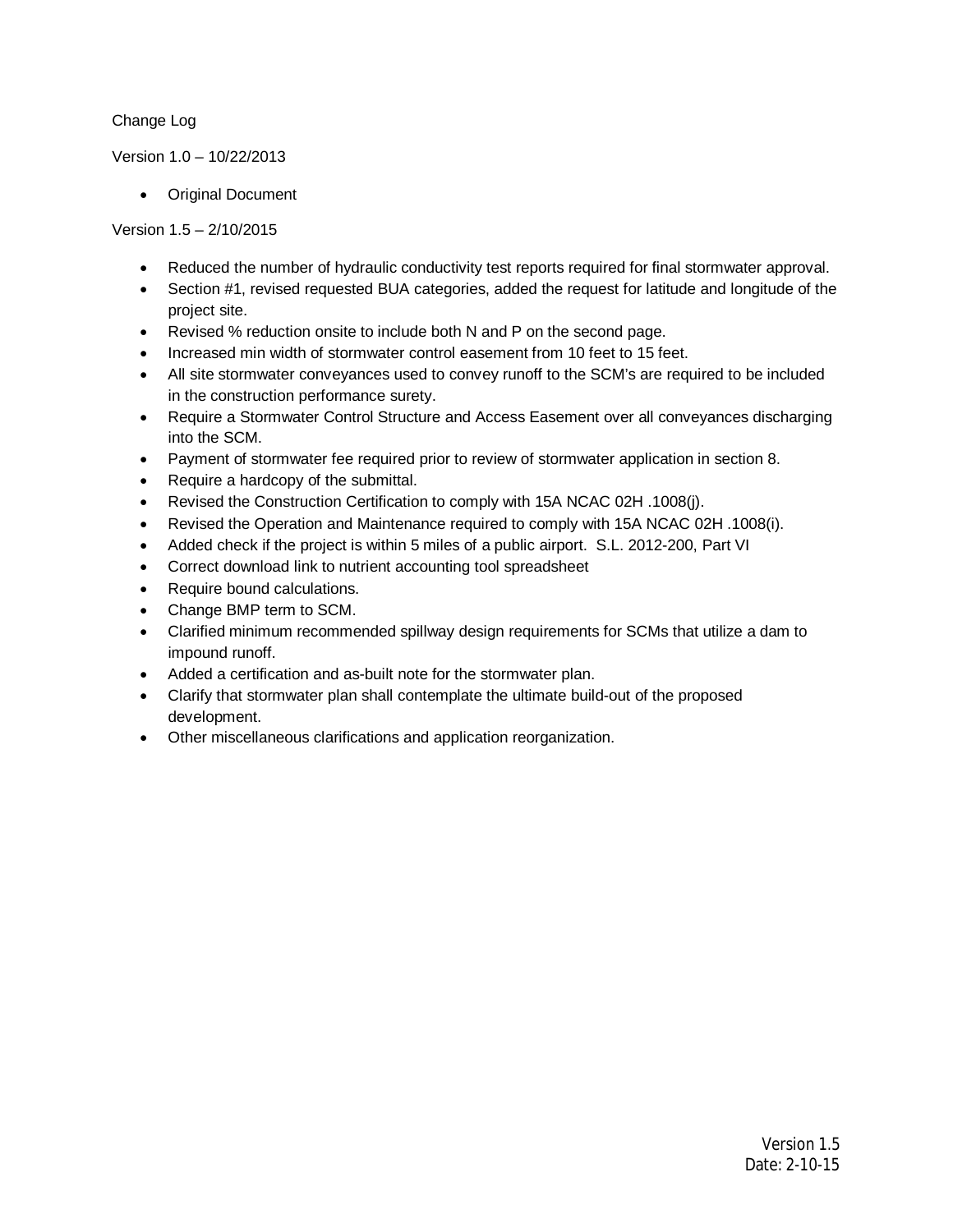Change Log

Version 1.0 – 10/22/2013

- Original Document

Version 1.5 – 2/10/2015

- Reduced the number of hydraulic conductivity test reports required for final stormwater approval.
- Section #1, revised requested BUA categories, added the request for latitude and longitude of the project site.
- Revised % reduction onsite to include both N and P on the second page.
- Increased min width of stormwater control easement from 10 feet to 15 feet.
- All site stormwater conveyances used to convey runoff to the SCM's are required to be included in the construction performance surety.
- Require a Stormwater Control Structure and Access Easement over all conveyances discharging into the SCM.
- Payment of stormwater fee required prior to review of stormwater application in section 8.
- Require a hardcopy of the submittal.
- Revised the Construction Certification to comply with 15A NCAC 02H .1008(j).
- Revised the Operation and Maintenance required to comply with 15A NCAC 02H .1008(i).
- Added check if the project is within 5 miles of a public airport. S.L. 2012-200, Part VI
- Correct download link to nutrient accounting tool spreadsheet
- Require bound calculations.
- Change BMP term to SCM.
- Clarified minimum recommended spillway design requirements for SCMs that utilize a dam to impound runoff.
- Added a certification and as-built note for the stormwater plan.
- Clarify that stormwater plan shall contemplate the ultimate build-out of the proposed development.
- Other miscellaneous clarifications and application reorganization.